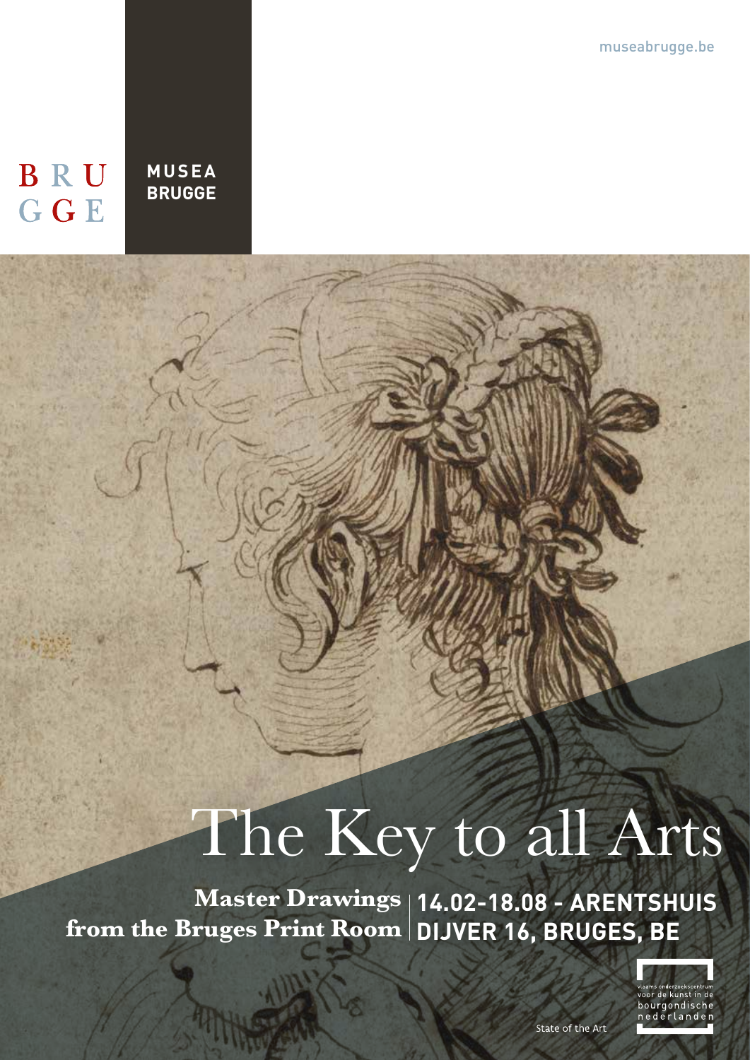museabrugge.be

BRU GGE

MUSEA BRUGGE

# The Key to all Arts

**Master Drawings from the Bruges Print Room**

**14.02-18.08 - ARENTSHUIS DIJVER 16, BRUGES, BE**

State of the Art

vlaams onderzoekscentrum voor de kunst in de bourgondische nederlanden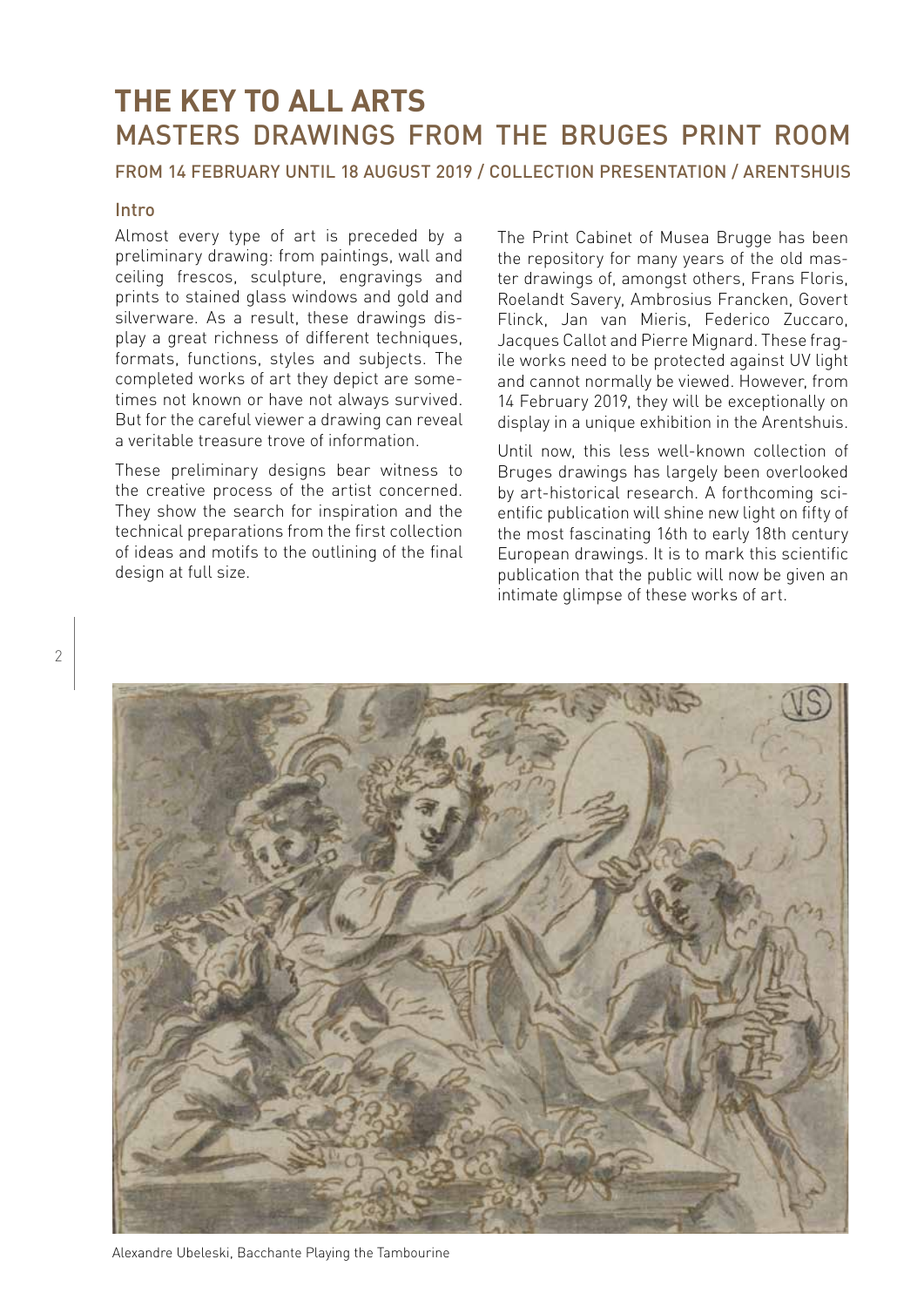# THE KEY TO ALL ARTS
## MASTERS DRAWINGS FROM THE BRUGES PRINT ROOM

FROM 14 FEBRUARY UNTIL 18 AUGUST 2019 / COLLECTION PRESENTATION / ARENTSHUIS

### Intro

Almost every type of art is preceded by a preliminary drawing: from paintings, wall and ceiling frescos, sculpture, engravings and prints to stained glass windows and gold and silverware. As a result, these drawings display a great richness of different techniques, formats, functions, styles and subjects. The completed works of art they depict are sometimes not known or have not always survived. But for the careful viewer a drawing can reveal a veritable treasure trove of information.

These preliminary designs bear witness to the creative process of the artist concerned. They show the search for inspiration and the technical preparations from the first collection of ideas and motifs to the outlining of the final design at full size.

The Print Cabinet of Musea Brugge has been the repository for many years of the old master drawings of, amongst others, Frans Floris, Roelandt Savery, Ambrosius Francken, Govert Flinck, Jan van Mieris, Federico Zuccaro, Jacques Callot and Pierre Mignard. These fragile works need to be protected against UV light and cannot normally be viewed. However, from 14 February 2019, they will be exceptionally on display in a unique exhibition in the Arentshuis.

Until now, this less well-known collection of Bruges drawings has largely been overlooked by art-historical research. A forthcoming scientific publication will shine new light on fifty of the most fascinating 16th to early 18th century European drawings. It is to mark this scientific publication that the public will now be given an intimate glimpse of these works of art.

Alexandre Ubeleski, Bacchante Playing the Tambourine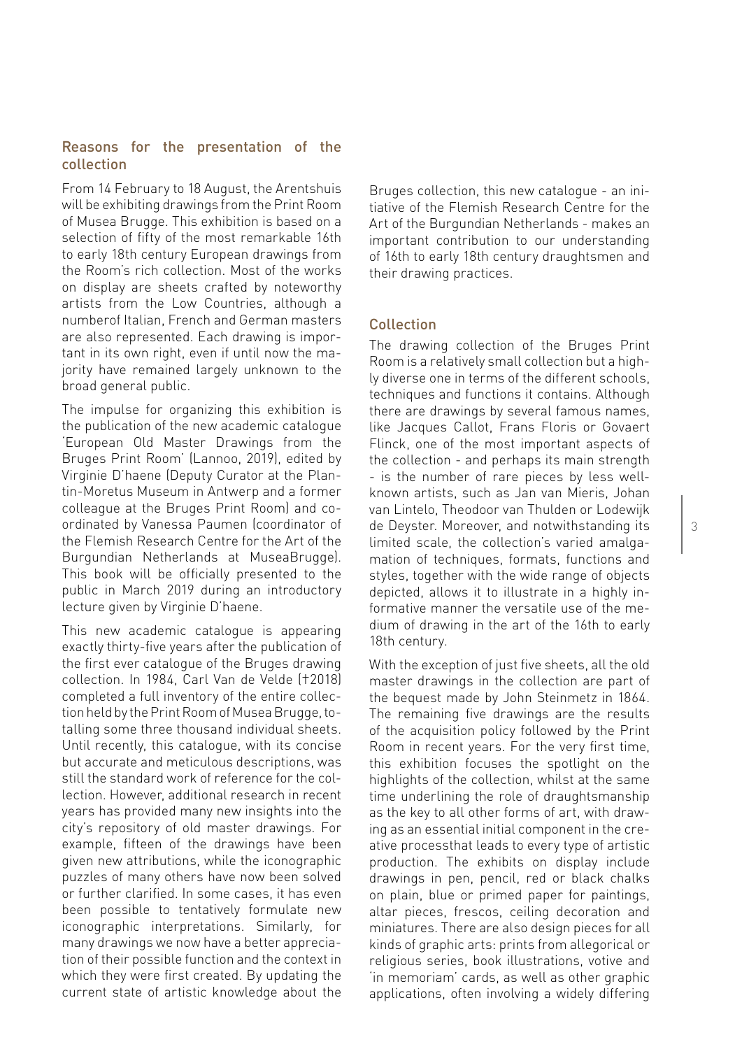## Reasons for the presentation of the collection

From 14 February to 18 August, the Arentshuis will be exhibiting drawings from the Print Room of Musea Brugge. This exhibition is based on a selection of fifty of the most remarkable 16th to early 18th century European drawings from the Room's rich collection. Most of the works on display are sheets crafted by noteworthy artists from the Low Countries, although a numberof Italian, French and German masters are also represented. Each drawing is important in its own right, even if until now the majority have remained largely unknown to the broad general public.

The impulse for organizing this exhibition is the publication of the new academic catalogue 'European Old Master Drawings from the Bruges Print Room' (Lannoo, 2019), edited by Virginie D'haene (Deputy Curator at the Plantin-Moretus Museum in Antwerp and a former colleague at the Bruges Print Room) and coordinated by Vanessa Paumen (coordinator of the Flemish Research Centre for the Art of the Burgundian Netherlands at MuseaBrugge). This book will be officially presented to the public in March 2019 during an introductory lecture given by Virginie D'haene.

This new academic catalogue is appearing exactly thirty-five years after the publication of the first ever catalogue of the Bruges drawing collection. In 1984, Carl Van de Velde (†2018) completed a full inventory of the entire collection held by the Print Room of Musea Brugge, totalling some three thousand individual sheets. Until recently, this catalogue, with its concise but accurate and meticulous descriptions, was still the standard work of reference for the collection. However, additional research in recent years has provided many new insights into the city's repository of old master drawings. For example, fifteen of the drawings have been given new attributions, while the iconographic puzzles of many others have now been solved or further clarified. In some cases, it has even been possible to tentatively formulate new iconographic interpretations. Similarly, for many drawings we now have a better appreciation of their possible function and the context in which they were first created. By updating the current state of artistic knowledge about the Bruges collection, this new catalogue - an initiative of the Flemish Research Centre for the Art of the Burgundian Netherlands - makes an important contribution to our understanding of 16th to early 18th century draughtsmen and their drawing practices.

## Collection

The drawing collection of the Bruges Print Room is a relatively small collection but a highly diverse one in terms of the different schools, techniques and functions it contains. Although there are drawings by several famous names, like Jacques Callot, Frans Floris or Govaert Flinck, one of the most important aspects of the collection - and perhaps its main strength - is the number of rare pieces by less well-known artists, such as Jan van Mieris, Johan van Lintelo, Theodoor van Thulden or Lodewijk de Deyster. Moreover, and notwithstanding its limited scale, the collection's varied amalgamation of techniques, formats, functions and styles, together with the wide range of objects depicted, allows it to illustrate in a highly informative manner the versatile use of the medium of drawing in the art of the 16th to early 18th century.

With the exception of just five sheets, all the old master drawings in the collection are part of the bequest made by John Steinmetz in 1864. The remaining five drawings are the results of the acquisition policy followed by the Print Room in recent years. For the very first time, this exhibition focuses the spotlight on the highlights of the collection, whilst at the same time underlining the role of draughtsmanship as the key to all other forms of art, with drawing as an essential initial component in the creative processthat leads to every type of artistic production. The exhibits on display include drawings in pen, pencil, red or black chalks on plain, blue or primed paper for paintings, altar pieces, frescos, ceiling decoration and miniatures. There are also design pieces for all kinds of graphic arts: prints from allegorical or religious series, book illustrations, votive and 'in memoriam' cards, as well as other graphic applications, often involving a widely differing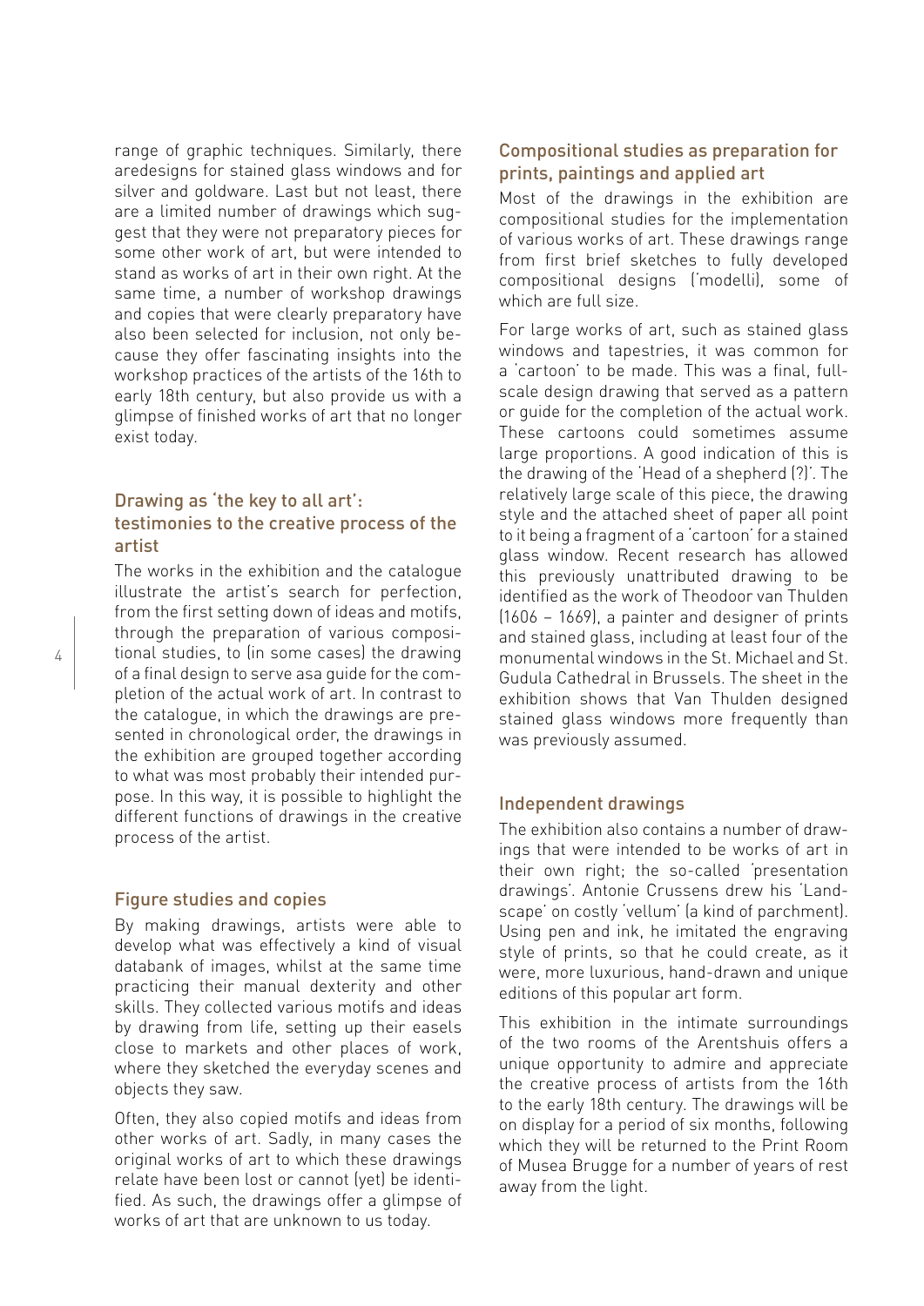range of graphic techniques. Similarly, there aredesigns for stained glass windows and for silver and goldware. Last but not least, there are a limited number of drawings which suggest that they were not preparatory pieces for some other work of art, but were intended to stand as works of art in their own right. At the same time, a number of workshop drawings and copies that were clearly preparatory have also been selected for inclusion, not only because they offer fascinating insights into the workshop practices of the artists of the 16th to early 18th century, but also provide us with a glimpse of finished works of art that no longer exist today.

## Drawing as 'the key to all art': testimonies to the creative process of the artist

The works in the exhibition and the catalogue illustrate the artist's search for perfection, from the first setting down of ideas and motifs, through the preparation of various compositional studies, to (in some cases) the drawing of a final design to serve asa guide for the completion of the actual work of art. In contrast to the catalogue, in which the drawings are presented in chronological order, the drawings in the exhibition are grouped together according to what was most probably their intended purpose. In this way, it is possible to highlight the different functions of drawings in the creative process of the artist.

## Figure studies and copies

By making drawings, artists were able to develop what was effectively a kind of visual databank of images, whilst at the same time practicing their manual dexterity and other skills. They collected various motifs and ideas by drawing from life, setting up their easels close to markets and other places of work, where they sketched the everyday scenes and objects they saw.

Often, they also copied motifs and ideas from other works of art. Sadly, in many cases the original works of art to which these drawings relate have been lost or cannot (yet) be identified. As such, the drawings offer a glimpse of works of art that are unknown to us today.

## Compositional studies as preparation for prints, paintings and applied art

Most of the drawings in the exhibition are compositional studies for the implementation of various works of art. These drawings range from first brief sketches to fully developed compositional designs ('modelli), some of which are full size.

For large works of art, such as stained glass windows and tapestries, it was common for a 'cartoon' to be made. This was a final, full-scale design drawing that served as a pattern or guide for the completion of the actual work. These cartoons could sometimes assume large proportions. A good indication of this is the drawing of the 'Head of a shepherd (?)'. The relatively large scale of this piece, the drawing style and the attached sheet of paper all point to it being a fragment of a 'cartoon' for a stained glass window. Recent research has allowed this previously unattributed drawing to be identified as the work of Theodoor van Thulden (1606 – 1669), a painter and designer of prints and stained glass, including at least four of the monumental windows in the St. Michael and St. Gudula Cathedral in Brussels. The sheet in the exhibition shows that Van Thulden designed stained glass windows more frequently than was previously assumed.

## Independent drawings

The exhibition also contains a number of drawings that were intended to be works of art in their own right; the so-called 'presentation drawings'. Antonie Crussens drew his 'Landscape' on costly 'vellum' (a kind of parchment). Using pen and ink, he imitated the engraving style of prints, so that he could create, as it were, more luxurious, hand-drawn and unique editions of this popular art form.

This exhibition in the intimate surroundings of the two rooms of the Arentshuis offers a unique opportunity to admire and appreciate the creative process of artists from the 16th to the early 18th century. The drawings will be on display for a period of six months, following which they will be returned to the Print Room of Musea Brugge for a number of years of rest away from the light.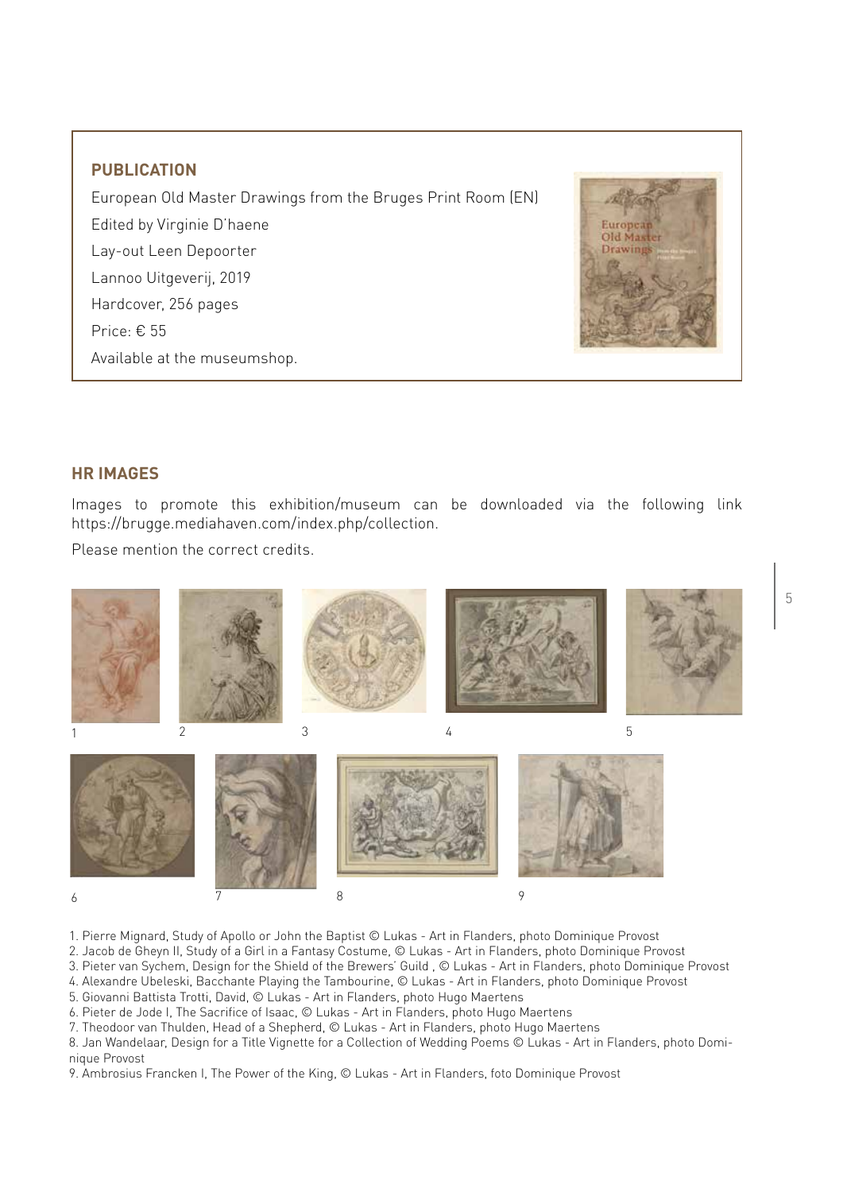## PUBLICATION

European Old Master Drawings from the Bruges Print Room (EN)

Edited by Virginie D'haene

Lay-out Leen Depoorter

Lannoo Uitgeverij, 2019

Hardcover, 256 pages

Price: € 55

Available at the museumshop.

## HR IMAGES

Images to promote this exhibition/museum can be downloaded via the following link https://brugge.mediahaven.com/index.php/collection.

Please mention the correct credits.

1. Pierre Mignard, Study of Apollo or John the Baptist © Lukas - Art in Flanders, photo Dominique Provost
2. Jacob de Gheyn II, Study of a Girl in a Fantasy Costume, © Lukas - Art in Flanders, photo Dominique Provost
3. Pieter van Sychem, Design for the Shield of the Brewers' Guild , © Lukas - Art in Flanders, photo Dominique Provost
4. Alexandre Ubeleski, Bacchante Playing the Tambourine, © Lukas - Art in Flanders, photo Dominique Provost
5. Giovanni Battista Trotti, David, © Lukas - Art in Flanders, photo Hugo Maertens
6. Pieter de Jode I, The Sacrifice of Isaac, © Lukas - Art in Flanders, photo Hugo Maertens
7. Theodoor van Thulden, Head of a Shepherd, © Lukas - Art in Flanders, photo Hugo Maertens
8. Jan Wandelaar, Design for a Title Vignette for a Collection of Wedding Poems © Lukas - Art in Flanders, photo Dominique Provost
9. Ambrosius Francken I, The Power of the King, © Lukas - Art in Flanders, foto Dominique Provost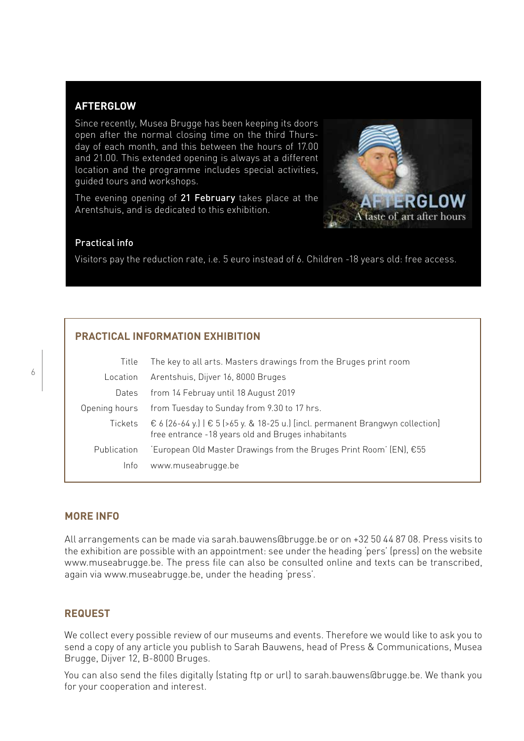## AFTERGLOW

Since recently, Musea Brugge has been keeping its doors open after the normal closing time on the third Thursday of each month, and this between the hours of 17.00 and 21.00. This extended opening is always at a different location and the programme includes special activities, guided tours and workshops.

The evening opening of **21 February** takes place at the Arentshuis, and is dedicated to this exhibition.

### Practical info

Visitors pay the reduction rate, i.e. 5 euro instead of 6. Children -18 years old: free access.

## PRACTICAL INFORMATION EXHIBITION

| | |
|---|---|
| Title | The key to all arts. Masters drawings from the Bruges print room |
| Location | Arentshuis, Dijver 16, 8000 Bruges |
| Dates | from 14 Februay until 18 August 2019 |
| Opening hours | from Tuesday to Sunday from 9.30 to 17 hrs. |
| Tickets | € 6 (26-64 y.) \| € 5 (>65 y. & 18-25 u.) [incl. permanent Brangwyn collection] free entrance -18 years old and Bruges inhabitants |
| Publication | 'European Old Master Drawings from the Bruges Print Room' (EN), €55 |
| Info | www.museabrugge.be |

## MORE INFO

All arrangements can be made via sarah.bauwens@brugge.be or on +32 50 44 87 08. Press visits to the exhibition are possible with an appointment: see under the heading 'pers' (press) on the website www.museabrugge.be. The press file can also be consulted online and texts can be transcribed, again via www.museabrugge.be, under the heading 'press'.

## REQUEST

We collect every possible review of our museums and events. Therefore we would like to ask you to send a copy of any article you publish to Sarah Bauwens, head of Press & Communications, Musea Brugge, Dijver 12, B-8000 Bruges.

You can also send the files digitally (stating ftp or url) to sarah.bauwens@brugge.be. We thank you for your cooperation and interest.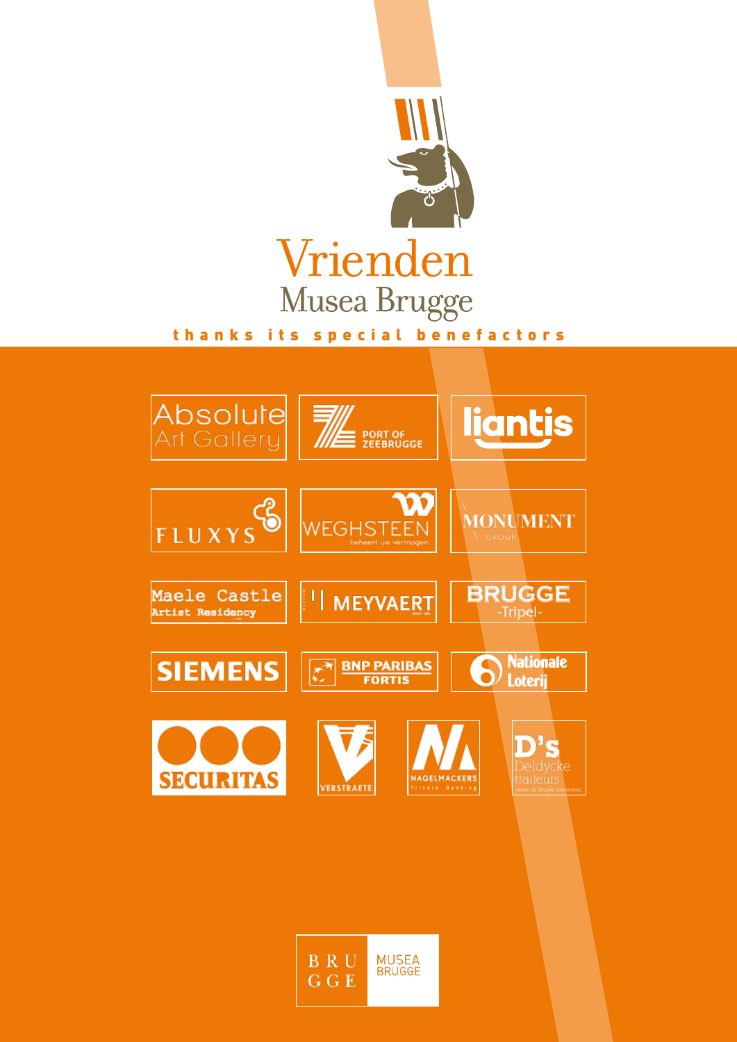# Vrienden
## Musea Brugge

thanks its special benefactors

Absolute Art Gallery

PORT OF ZEEBRUGGE

liantis

FLUXYS

WEGHSTEEN beheert uw vermogen

MONUMENT GROUP

Maele Castle Artist Residency

MEYVAERT

BRUGGE -Tripel-

SIEMENS

BNP PARIBAS FORTIS

Nationale Loterij

SECURITAS

VERSTRAETE

NAGELMACKERS Private Banking

D's Deldycke traiteurs

BRUGGE MUSEA BRUGGE